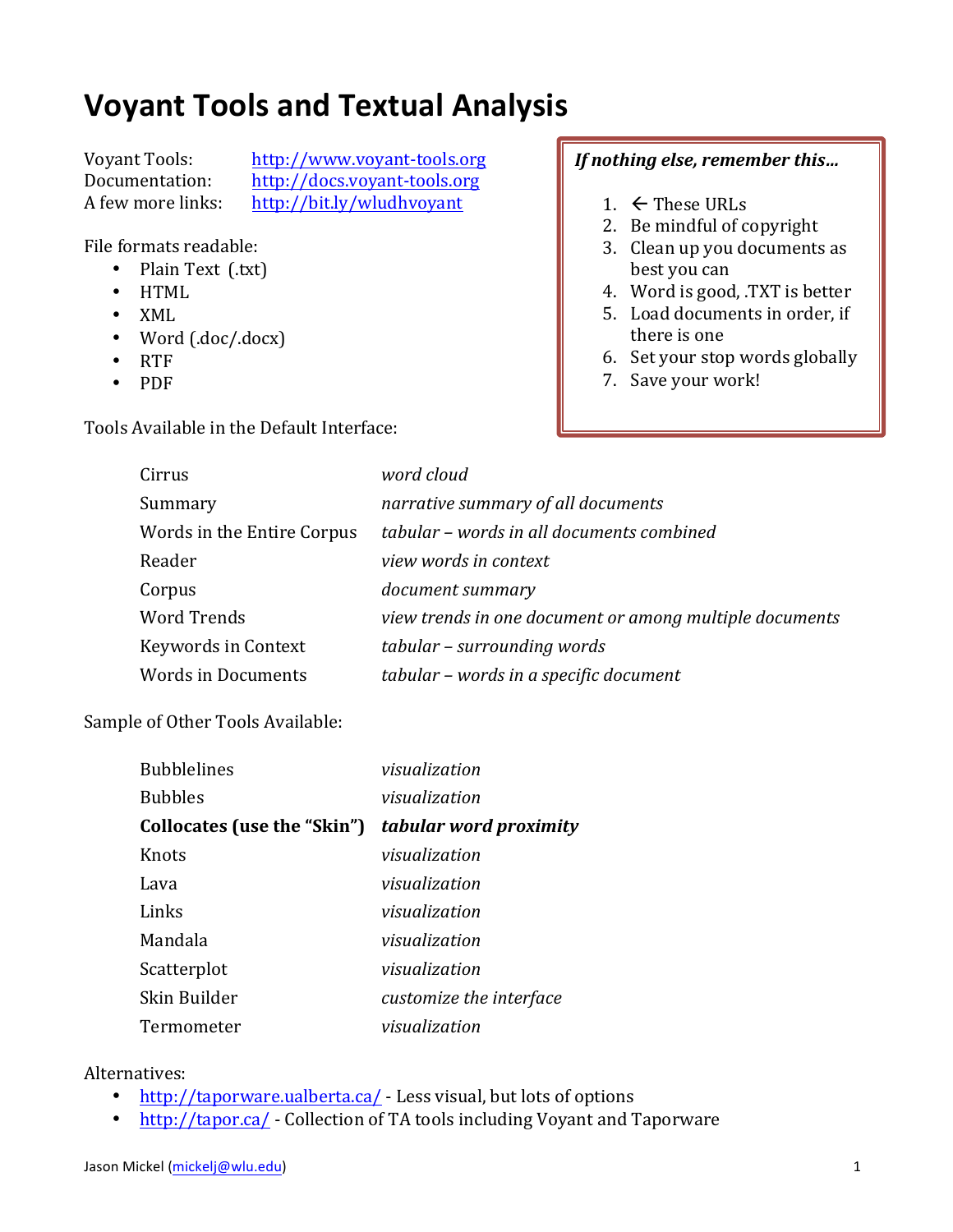# Voyant Tools and Textual Analysis

Voyant Tools: [http://www.voyant-tools.org](http://www.voyant-tools.org)
Documentation: [http://docs.voyant-tools.org](http://docs.voyant-tools.org)
A few more links: [http://bit.ly/wludhvoyant](http://bit.ly/wludhvoyant)

> ***If nothing else, remember this…***
>
> 1. ← These URLs
> 2. Be mindful of copyright
> 3. Clean up you documents as best you can
> 4. Word is good, .TXT is better
> 5. Load documents in order, if there is one
> 6. Set your stop words globally
> 7. Save your work!

File formats readable:

- Plain Text (.txt)
- HTML
- XML
- Word (.doc/.docx)
- RTF
- PDF

Tools Available in the Default Interface:

| | |
|---|---|
| Cirrus | *word cloud* |
| Summary | *narrative summary of all documents* |
| Words in the Entire Corpus | *tabular – words in all documents combined* |
| Reader | *view words in context* |
| Corpus | *document summary* |
| Word Trends | *view trends in one document or among multiple documents* |
| Keywords in Context | *tabular – surrounding words* |
| Words in Documents | *tabular – words in a specific document* |

Sample of Other Tools Available:

| | |
|---|---|
| Bubblelines | *visualization* |
| Bubbles | *visualization* |
| **Collocates (use the "Skin")** | ***tabular word proximity*** |
| Knots | *visualization* |
| Lava | *visualization* |
| Links | *visualization* |
| Mandala | *visualization* |
| Scatterplot | *visualization* |
| Skin Builder | *customize the interface* |
| Termometer | *visualization* |

Alternatives:

- [http://taporware.ualberta.ca/](http://taporware.ualberta.ca/) - Less visual, but lots of options
- [http://tapor.ca/](http://tapor.ca/) - Collection of TA tools including Voyant and Taporware

Jason Mickel ([mickelj@wlu.edu](mailto:mickelj@wlu.edu))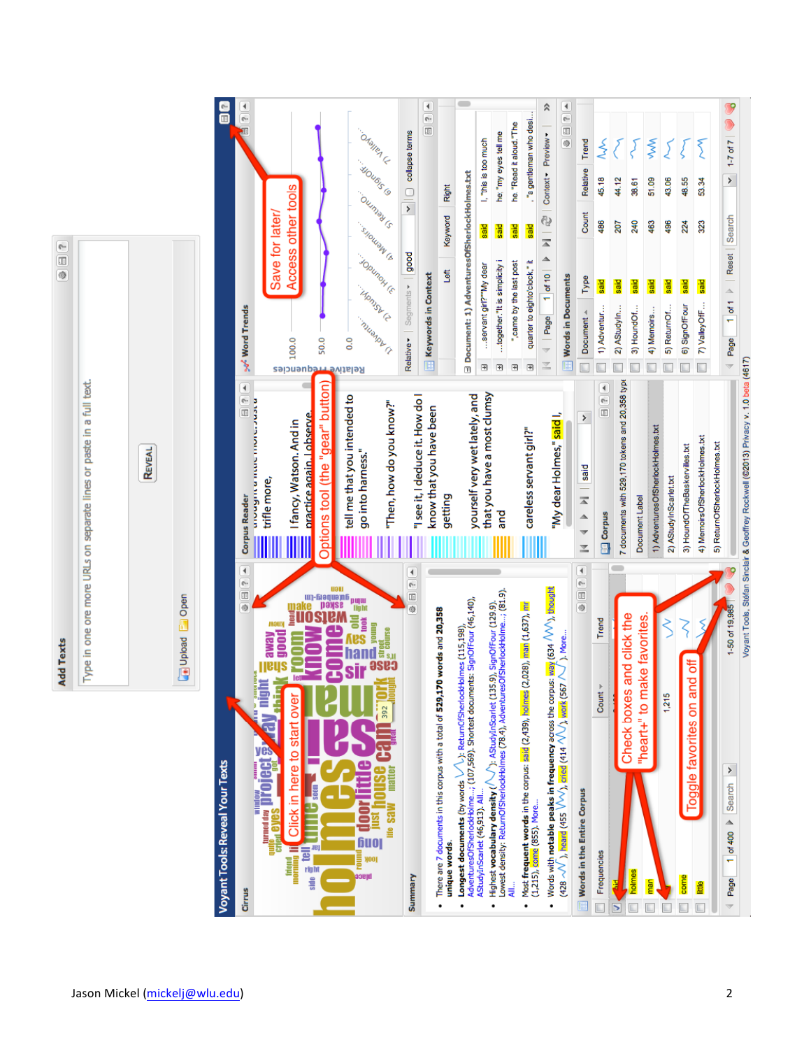**Add Texts**

Type in one ore more URLs on separate lines or paste in a full text.

Upload | Open

REVEAL

**Voyant Tools: Reveal Your Texts**

**Cirrus**

Click in here to start over

**Corpus Reader**

trifle more,

I fancy, Watson. And in practice again, I observe.

tell me that you intended to go into harness."

"Then, how do you know?"

"I see it, I deduce it. How do I know that you have been getting

yourself very wet lately, and that you have a most clumsy and

careless servant girl?"

"My dear Holmes," said I,

Options tool (the "gear" button)

**Word Trends**

Save for later/ Access other tools

Relative Frequencies

100.0

50.0

0.0

1) Adventur 2) AStudyI 3) HoundOf 4) Memoirs 5) ReturnOf 6) SignOf 7) Valley

Relative | Segments | good | collapse terms

**Summary**

- There are 7 documents in this corpus with a total of 529,170 words and 20,358 unique words.
- **Longest documents** (by words): ReturnOfSherlockHolmes (115,198); AdventuresOfSherlockHolme...; (107,569). Shortest documents: SignOfFour (46,140), AStudyInScarlet (46,913). All...
- **Highest vocabulary density**: AStudyInScarlet (135.9), SignOfFour (129.9). Lowest density: ReturnOfSherlockHolmes (78.4), AdventuresOfSherlockHolme...; (81.9). All...
- **Most frequent words** in the corpus: said (2,439), holmes (2,028), man (1,637), mr (1,215), come (855). More...
- Words with **notable peaks** in frequency across the corpus: way (634), thought (428), heard (455), cried (414), work (567). More...

**Corpus**

7 documents with 529,170 tokens and 20,358 types

Document Label

1) AdventuresOfSherlockHolmes.txt

2) AStudyInScarlet.txt

3) HoundOfTheBaskervilles.txt

4) MemoirsOfSherlockHolmes.txt

5) ReturnOfSherlockHolmes.txt

**Keywords in Context**

Document: 1) AdventuresOfSherlockHolmes.txt

| Left | Keyword | Right |
|---|---|---|
| ...servant girl?" "My dear | said | I, "this is too much |
| ...together. "It is simplicity i | said | he; "my eyes tell me |
| "came by the last post | said | he. "Read it aloud." The |
| quarter to eight o'clock," it | said | , "a gentleman who desi... |

Page 1 of 10

**Words in the Entire Corpus**

Check boxes and click the "heart+" to make favorites.

Toggle favorites on and off

| Frequencies | Count | Trend |
|---|---|---|
| said | | |
| holmes | | |
| man | | |
| mr | 1,215 | |
| come | | |
| little | | |

Page 1 of 400 | Search | 1-50 of 19,985

**Words in Documents**

| Document | Type | Count | Relative | Trend |
|---|---|---|---|---|
| 1) Adventur... | said | 486 | 45.18 | |
| 2) AStudyIn... | said | 207 | 44.12 | |
| 3) HoundOf... | said | 240 | 38.61 | |
| 4) Memoirs... | said | 463 | 51.09 | |
| 5) ReturnOf... | said | 496 | 43.06 | |
| 6) SignOfFour | said | 224 | 48.55 | |
| 7) ValleyOff... | said | 323 | 53.34 | |

Page 1 of 1 | Reset | Search | 1-7 of 7

Voyant Tools, Stéfan Sinclair & Geoffrey Rockwell (©2013) Privacy v. 1.0 beta (4617)